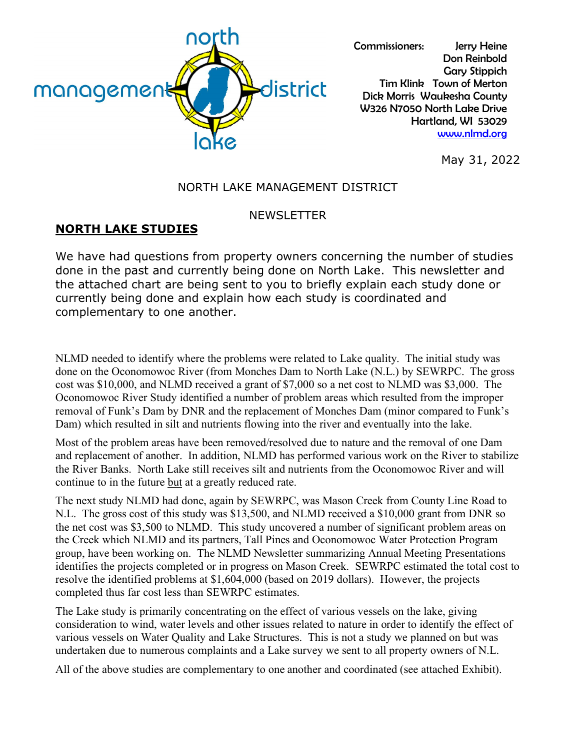north management lake district

Commissioners: Jerry Heine
Don Reinbold
Gary Stippich
Tim Klink Town of Merton
Dick Morris Waukesha County
W326 N7050 North Lake Drive
Hartland, WI 53029
www.nlmd.org

May 31, 2022

# NORTH LAKE MANAGEMENT DISTRICT

# NEWSLETTER

## NORTH LAKE STUDIES

We have had questions from property owners concerning the number of studies done in the past and currently being done on North Lake. This newsletter and the attached chart are being sent to you to briefly explain each study done or currently being done and explain how each study is coordinated and complementary to one another.

NLMD needed to identify where the problems were related to Lake quality. The initial study was done on the Oconomowoc River (from Monches Dam to North Lake (N.L.) by SEWRPC. The gross cost was $10,000, and NLMD received a grant of $7,000 so a net cost to NLMD was $3,000. The Oconomowoc River Study identified a number of problem areas which resulted from the improper removal of Funk's Dam by DNR and the replacement of Monches Dam (minor compared to Funk's Dam) which resulted in silt and nutrients flowing into the river and eventually into the lake.

Most of the problem areas have been removed/resolved due to nature and the removal of one Dam and replacement of another. In addition, NLMD has performed various work on the River to stabilize the River Banks. North Lake still receives silt and nutrients from the Oconomowoc River and will continue to in the future but at a greatly reduced rate.

The next study NLMD had done, again by SEWRPC, was Mason Creek from County Line Road to N.L. The gross cost of this study was $13,500, and NLMD received a $10,000 grant from DNR so the net cost was $3,500 to NLMD. This study uncovered a number of significant problem areas on the Creek which NLMD and its partners, Tall Pines and Oconomowoc Water Protection Program group, have been working on. The NLMD Newsletter summarizing Annual Meeting Presentations identifies the projects completed or in progress on Mason Creek. SEWRPC estimated the total cost to resolve the identified problems at $1,604,000 (based on 2019 dollars). However, the projects completed thus far cost less than SEWRPC estimates.

The Lake study is primarily concentrating on the effect of various vessels on the lake, giving consideration to wind, water levels and other issues related to nature in order to identify the effect of various vessels on Water Quality and Lake Structures. This is not a study we planned on but was undertaken due to numerous complaints and a Lake survey we sent to all property owners of N.L.

All of the above studies are complementary to one another and coordinated (see attached Exhibit).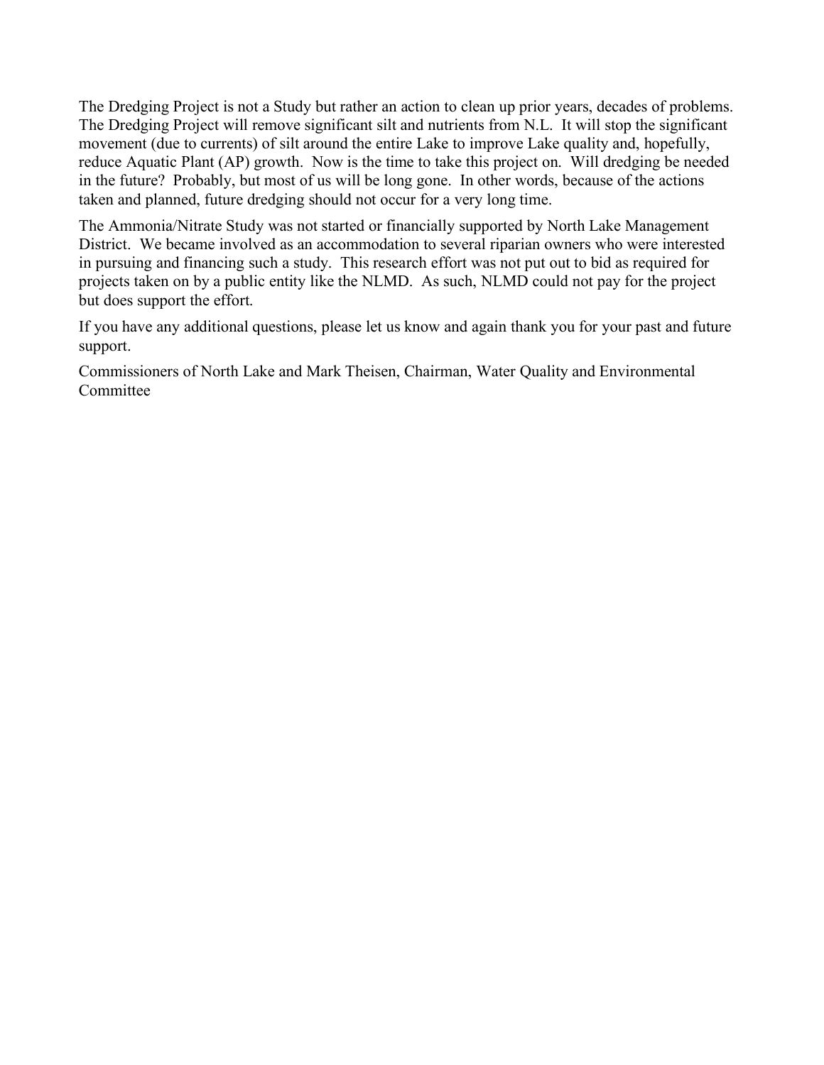The Dredging Project is not a Study but rather an action to clean up prior years, decades of problems. The Dredging Project will remove significant silt and nutrients from N.L. It will stop the significant movement (due to currents) of silt around the entire Lake to improve Lake quality and, hopefully, reduce Aquatic Plant (AP) growth. Now is the time to take this project on. Will dredging be needed in the future? Probably, but most of us will be long gone. In other words, because of the actions taken and planned, future dredging should not occur for a very long time.

The Ammonia/Nitrate Study was not started or financially supported by North Lake Management District. We became involved as an accommodation to several riparian owners who were interested in pursuing and financing such a study. This research effort was not put out to bid as required for projects taken on by a public entity like the NLMD. As such, NLMD could not pay for the project but does support the effort.

If you have any additional questions, please let us know and again thank you for your past and future support.

Commissioners of North Lake and Mark Theisen, Chairman, Water Quality and Environmental Committee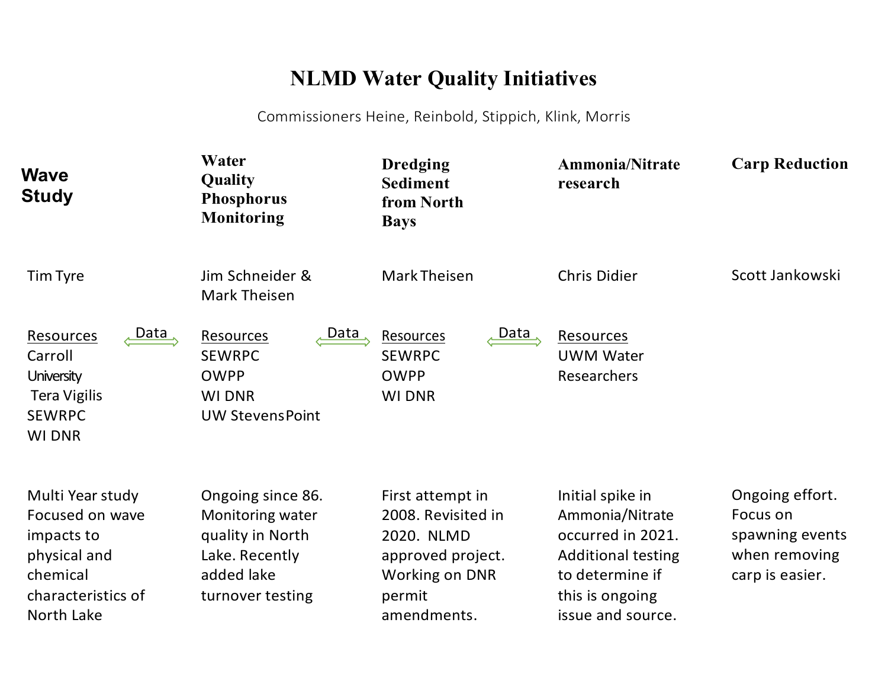# NLMD Water Quality Initiatives

Commissioners Heine, Reinbold, Stippich, Klink, Morris

| Wave Study | Water Quality Phosphorus Monitoring | Dredging Sediment from North Bays | Ammonia/Nitrate research | Carp Reduction |
|---|---|---|---|---|
| Tim Tyre | Jim Schneider & Mark Theisen | Mark Theisen | Chris Didier | Scott Jankowski |
| Resources<br>Carroll University<br>Tera Vigilis<br>SEWRPC<br>WI DNR | Resources<br>SEWRPC<br>OWPP<br>WI DNR<br>UW Stevens Point | Resources<br>SEWRPC<br>OWPP<br>WI DNR | Resources<br>UWM Water Researchers | |
| Multi Year study Focused on wave impacts to physical and chemical characteristics of North Lake | Ongoing since 86. Monitoring water quality in North Lake. Recently added lake turnover testing | First attempt in 2008. Revisited in 2020. NLMD approved project. Working on DNR permit amendments. | Initial spike in Ammonia/Nitrate occurred in 2021. Additional testing to determine if this is ongoing issue and source. | Ongoing effort. Focus on spawning events when removing carp is easier. |

Data ⇔ (between Wave Study and Water Quality Phosphorus Monitoring resources)
Data ⇔ (between Water Quality Phosphorus Monitoring and Dredging Sediment from North Bays resources)
Data ⇔ (between Dredging Sediment from North Bays and Ammonia/Nitrate research resources)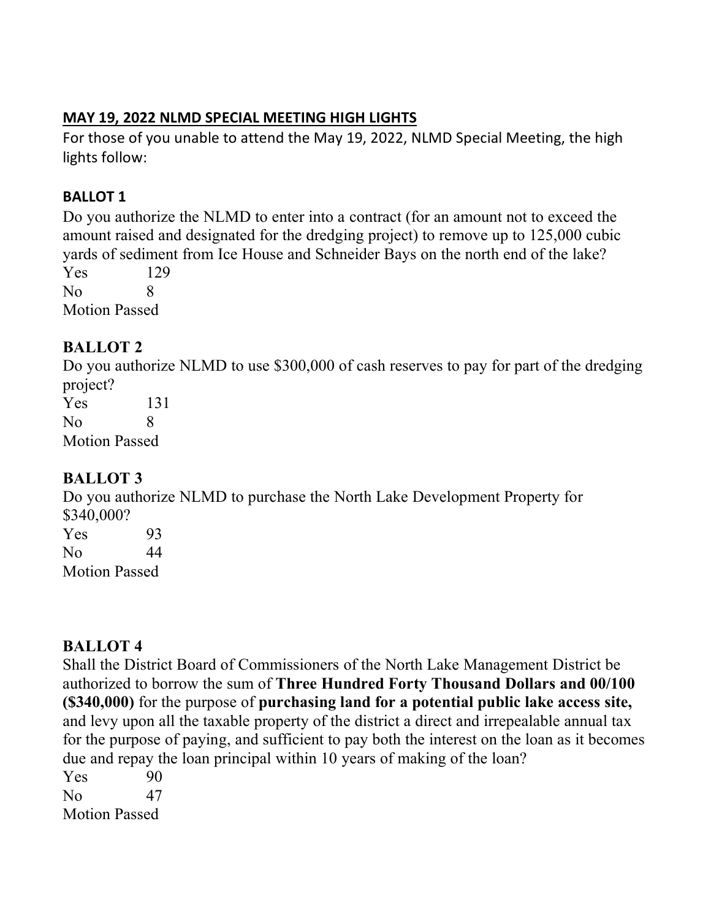## MAY 19, 2022 NLMD SPECIAL MEETING HIGH LIGHTS

For those of you unable to attend the May 19, 2022, NLMD Special Meeting, the high lights follow:

### BALLOT 1

Do you authorize the NLMD to enter into a contract (for an amount not to exceed the amount raised and designated for the dredging project) to remove up to 125,000 cubic yards of sediment from Ice House and Schneider Bays on the north end of the lake?

Yes 129
No 8
Motion Passed

### BALLOT 2

Do you authorize NLMD to use $300,000 of cash reserves to pay for part of the dredging project?

Yes 131
No 8
Motion Passed

### BALLOT 3

Do you authorize NLMD to purchase the North Lake Development Property for $340,000?

Yes 93
No 44
Motion Passed

### BALLOT 4

Shall the District Board of Commissioners of the North Lake Management District be authorized to borrow the sum of **Three Hundred Forty Thousand Dollars and 00/100 ($340,000)** for the purpose of **purchasing land for a potential public lake access site,** and levy upon all the taxable property of the district a direct and irrepealable annual tax for the purpose of paying, and sufficient to pay both the interest on the loan as it becomes due and repay the loan principal within 10 years of making of the loan?

Yes 90
No 47
Motion Passed